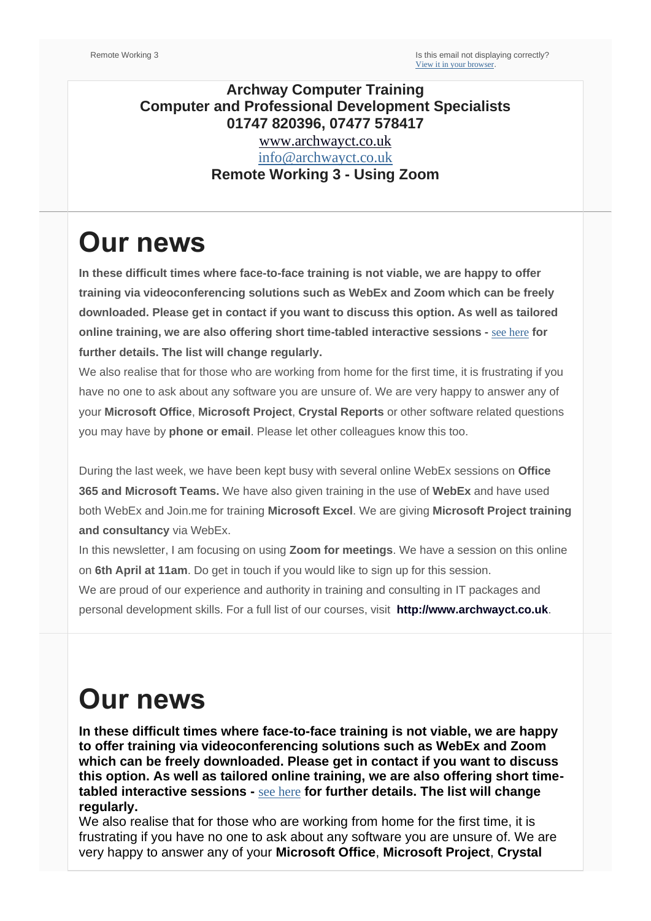Remote Working 3

Is this email not displaying correctly?
[View it in your browser](#).

**Archway Computer Training**
**Computer and Professional Development Specialists**
**01747 820396, 07477 578417**

www.archwayct.co.uk
info@archwayct.co.uk

**Remote Working 3 - Using Zoom**

# Our news

**In these difficult times where face-to-face training is not viable, we are happy to offer training via videoconferencing solutions such as WebEx and Zoom which can be freely downloaded. Please get in contact if you want to discuss this option. As well as tailored online training, we are also offering short time-tabled interactive sessions -** see here **for further details. The list will change regularly.**

We also realise that for those who are working from home for the first time, it is frustrating if you have no one to ask about any software you are unsure of. We are very happy to answer any of your **Microsoft Office**, **Microsoft Project**, **Crystal Reports** or other software related questions you may have by **phone or email**. Please let other colleagues know this too.

During the last week, we have been kept busy with several online WebEx sessions on **Office 365 and Microsoft Teams.** We have also given training in the use of **WebEx** and have used both WebEx and Join.me for training **Microsoft Excel**. We are giving **Microsoft Project training and consultancy** via WebEx.

In this newsletter, I am focusing on using **Zoom for meetings**. We have a session on this online on **6th April at 11am**. Do get in touch if you would like to sign up for this session.

We are proud of our experience and authority in training and consulting in IT packages and personal development skills. For a full list of our courses, visit **http://www.archwayct.co.uk**.

# Our news

**In these difficult times where face-to-face training is not viable, we are happy to offer training via videoconferencing solutions such as WebEx and Zoom which can be freely downloaded. Please get in contact if you want to discuss this option. As well as tailored online training, we are also offering short time-tabled interactive sessions -** see here **for further details. The list will change regularly.**

We also realise that for those who are working from home for the first time, it is frustrating if you have no one to ask about any software you are unsure of. We are very happy to answer any of your **Microsoft Office**, **Microsoft Project**, **Crystal**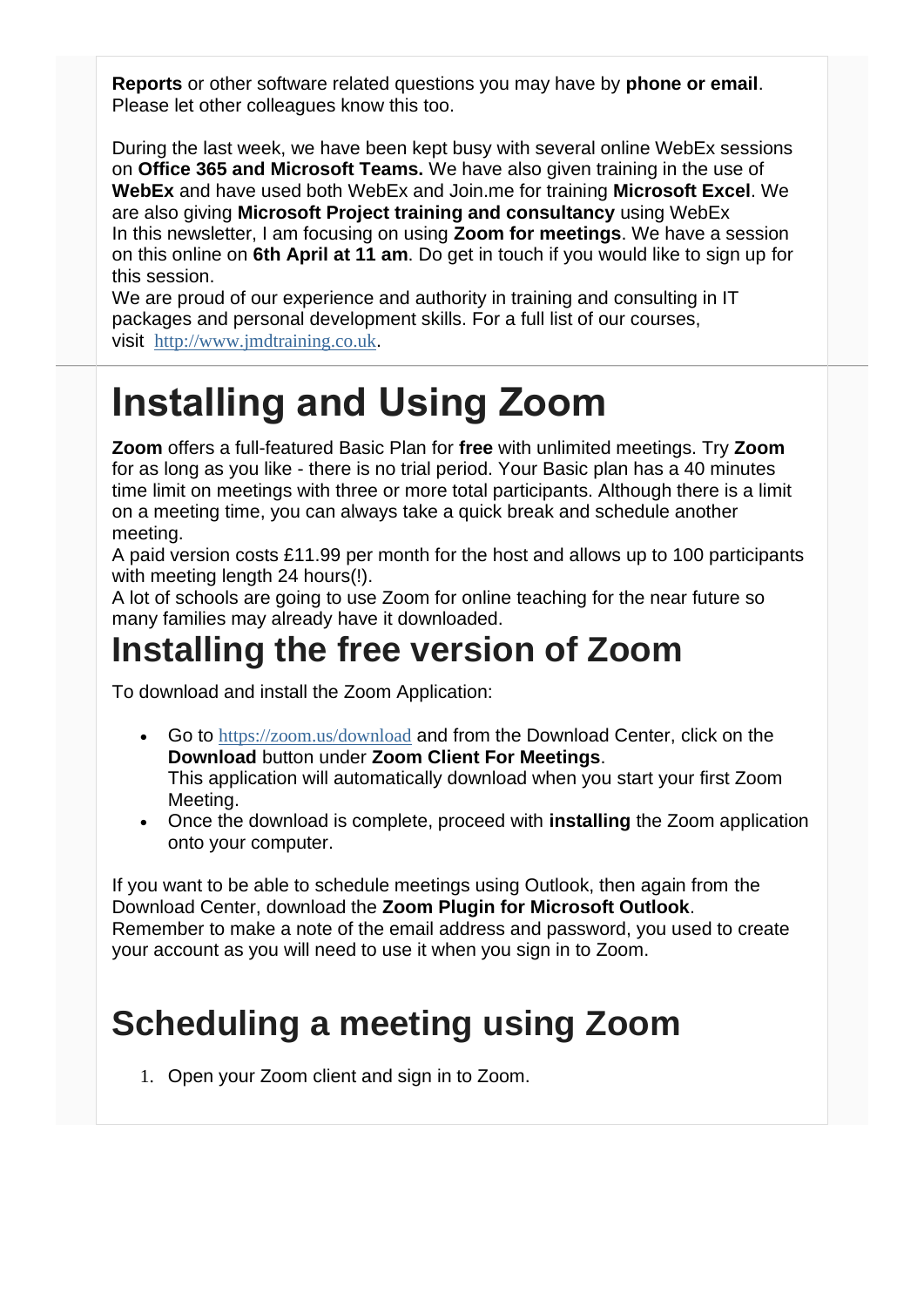**Reports** or other software related questions you may have by **phone or email**. Please let other colleagues know this too.

During the last week, we have been kept busy with several online WebEx sessions on **Office 365 and Microsoft Teams.** We have also given training in the use of **WebEx** and have used both WebEx and Join.me for training **Microsoft Excel**. We are also giving **Microsoft Project training and consultancy** using WebEx
In this newsletter, I am focusing on using **Zoom for meetings**. We have a session on this online on **6th April at 11 am**. Do get in touch if you would like to sign up for this session.
We are proud of our experience and authority in training and consulting in IT packages and personal development skills. For a full list of our courses, visit http://www.jmdtraining.co.uk.

# Installing and Using Zoom

**Zoom** offers a full-featured Basic Plan for **free** with unlimited meetings. Try **Zoom** for as long as you like - there is no trial period. Your Basic plan has a 40 minutes time limit on meetings with three or more total participants. Although there is a limit on a meeting time, you can always take a quick break and schedule another meeting.
A paid version costs £11.99 per month for the host and allows up to 100 participants with meeting length 24 hours(!).
A lot of schools are going to use Zoom for online teaching for the near future so many families may already have it downloaded.

## Installing the free version of Zoom

To download and install the Zoom Application:

- Go to https://zoom.us/download and from the Download Center, click on the **Download** button under **Zoom Client For Meetings**.
  This application will automatically download when you start your first Zoom Meeting.
- Once the download is complete, proceed with **installing** the Zoom application onto your computer.

If you want to be able to schedule meetings using Outlook, then again from the Download Center, download the **Zoom Plugin for Microsoft Outlook**.
Remember to make a note of the email address and password, you used to create your account as you will need to use it when you sign in to Zoom.

## Scheduling a meeting using Zoom

1. Open your Zoom client and sign in to Zoom.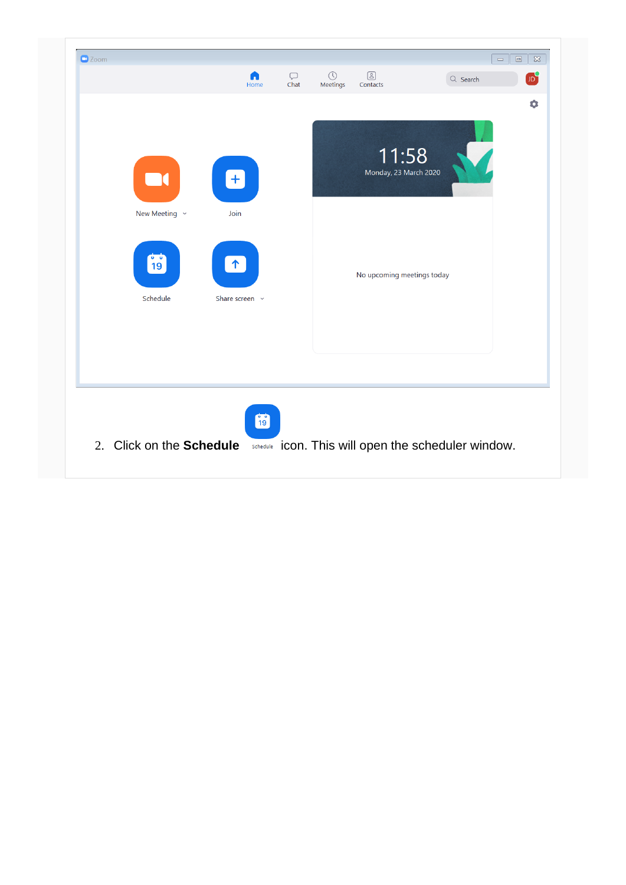2. Click on the **Schedule** icon. This will open the scheduler window.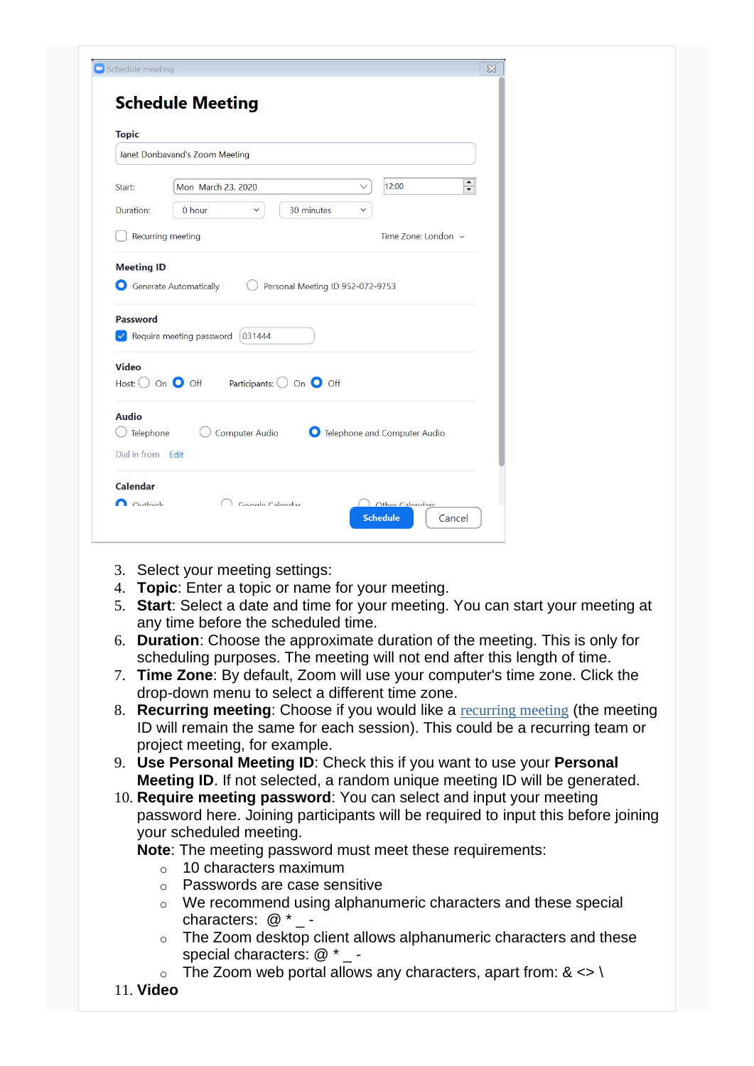3. Select your meeting settings:
4. **Topic**: Enter a topic or name for your meeting.
5. **Start**: Select a date and time for your meeting. You can start your meeting at any time before the scheduled time.
6. **Duration**: Choose the approximate duration of the meeting. This is only for scheduling purposes. The meeting will not end after this length of time.
7. **Time Zone**: By default, Zoom will use your computer's time zone. Click the drop-down menu to select a different time zone.
8. **Recurring meeting**: Choose if you would like a recurring meeting (the meeting ID will remain the same for each session). This could be a recurring team or project meeting, for example.
9. **Use Personal Meeting ID**: Check this if you want to use your **Personal Meeting ID**. If not selected, a random unique meeting ID will be generated.
10. **Require meeting password**: You can select and input your meeting password here. Joining participants will be required to input this before joining your scheduled meeting.

    **Note**: The meeting password must meet these requirements:
    - 10 characters maximum
    - Passwords are case sensitive
    - We recommend using alphanumeric characters and these special characters: @ * _ -
    - The Zoom desktop client allows alphanumeric characters and these special characters: @ * _ -
    - The Zoom web portal allows any characters, apart from: & <> \
11. **Video**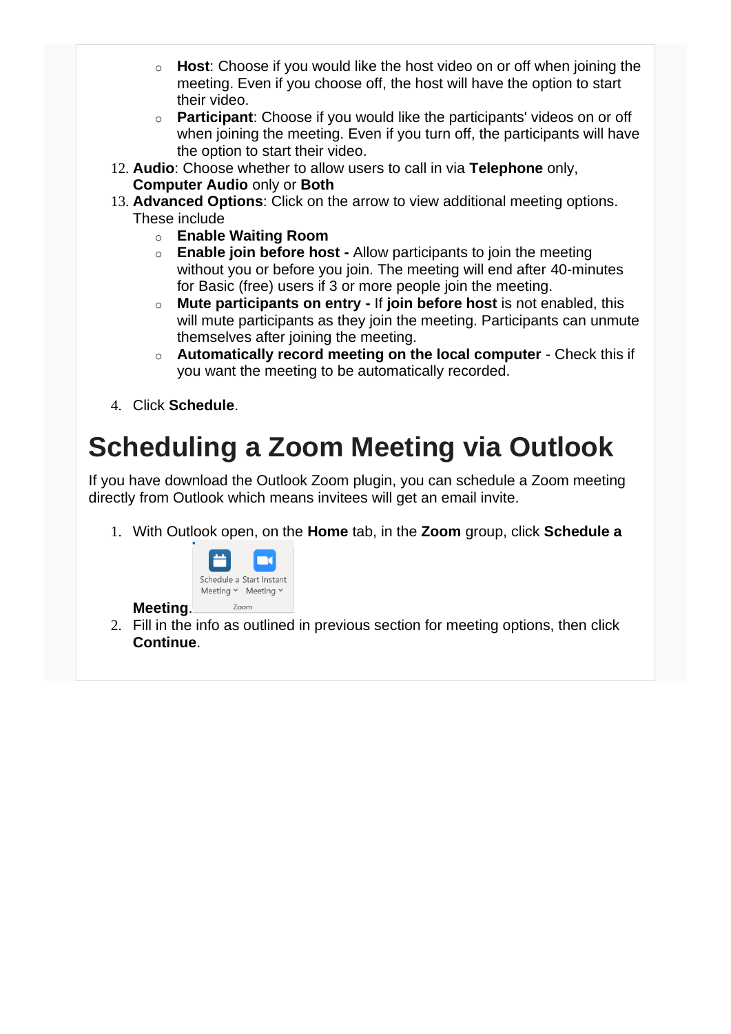- **Host**: Choose if you would like the host video on or off when joining the meeting. Even if you choose off, the host will have the option to start their video.
- **Participant**: Choose if you would like the participants' videos on or off when joining the meeting. Even if you turn off, the participants will have the option to start their video.

12. **Audio**: Choose whether to allow users to call in via **Telephone** only, **Computer Audio** only or **Both**
13. **Advanced Options**: Click on the arrow to view additional meeting options. These include
    - **Enable Waiting Room**
    - **Enable join before host -** Allow participants to join the meeting without you or before you join. The meeting will end after 40-minutes for Basic (free) users if 3 or more people join the meeting.
    - **Mute participants on entry -** If **join before host** is not enabled, this will mute participants as they join the meeting. Participants can unmute themselves after joining the meeting.
    - **Automatically record meeting on the local computer** - Check this if you want the meeting to be automatically recorded.

4. Click **Schedule**.

# Scheduling a Zoom Meeting via Outlook

If you have download the Outlook Zoom plugin, you can schedule a Zoom meeting directly from Outlook which means invitees will get an email invite.

1. With Outlook open, on the **Home** tab, in the **Zoom** group, click **Schedule a Meeting**.
2. Fill in the info as outlined in previous section for meeting options, then click **Continue**.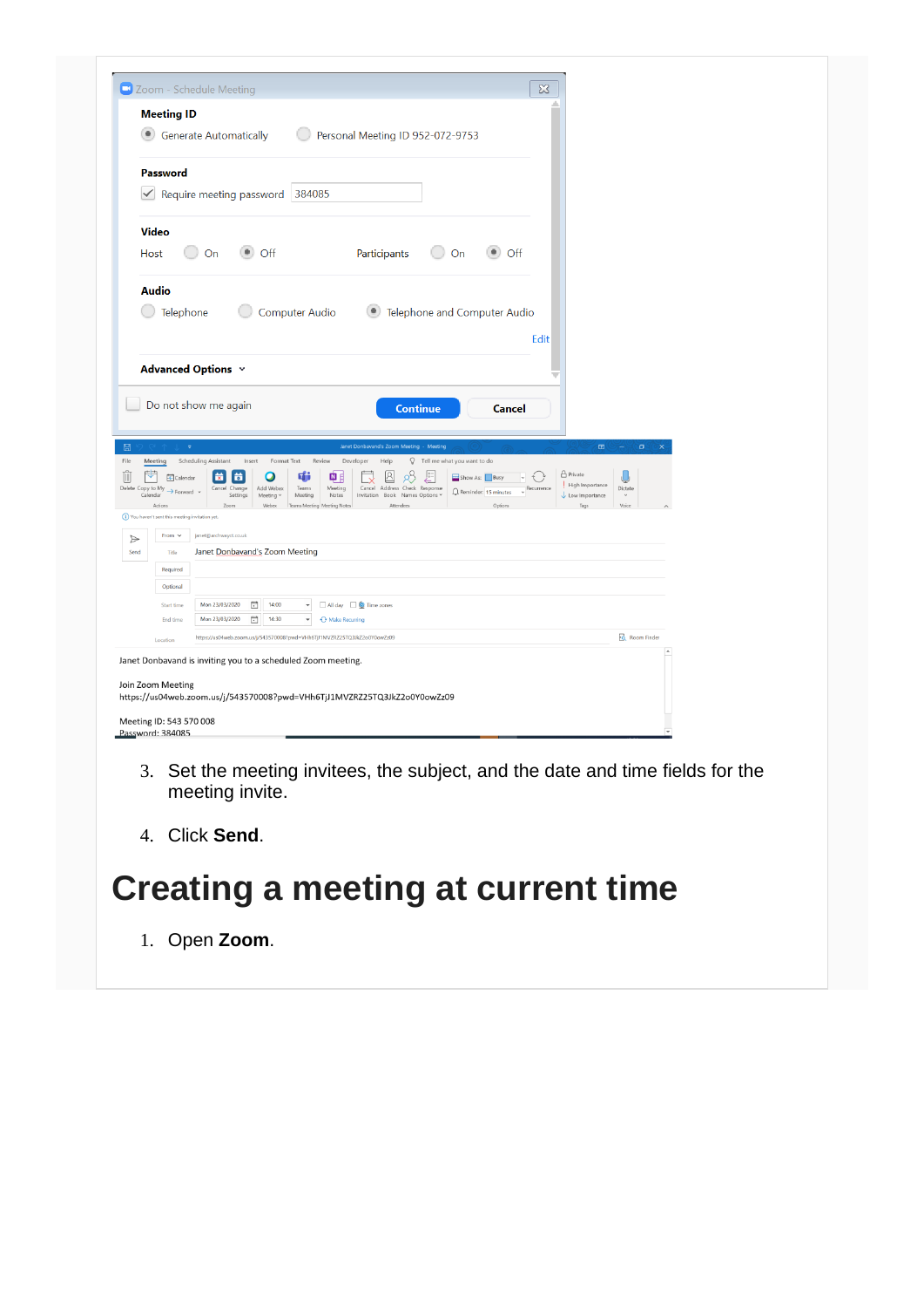3. Set the meeting invitees, the subject, and the date and time fields for the meeting invite.

4. Click **Send**.

# Creating a meeting at current time

1. Open **Zoom**.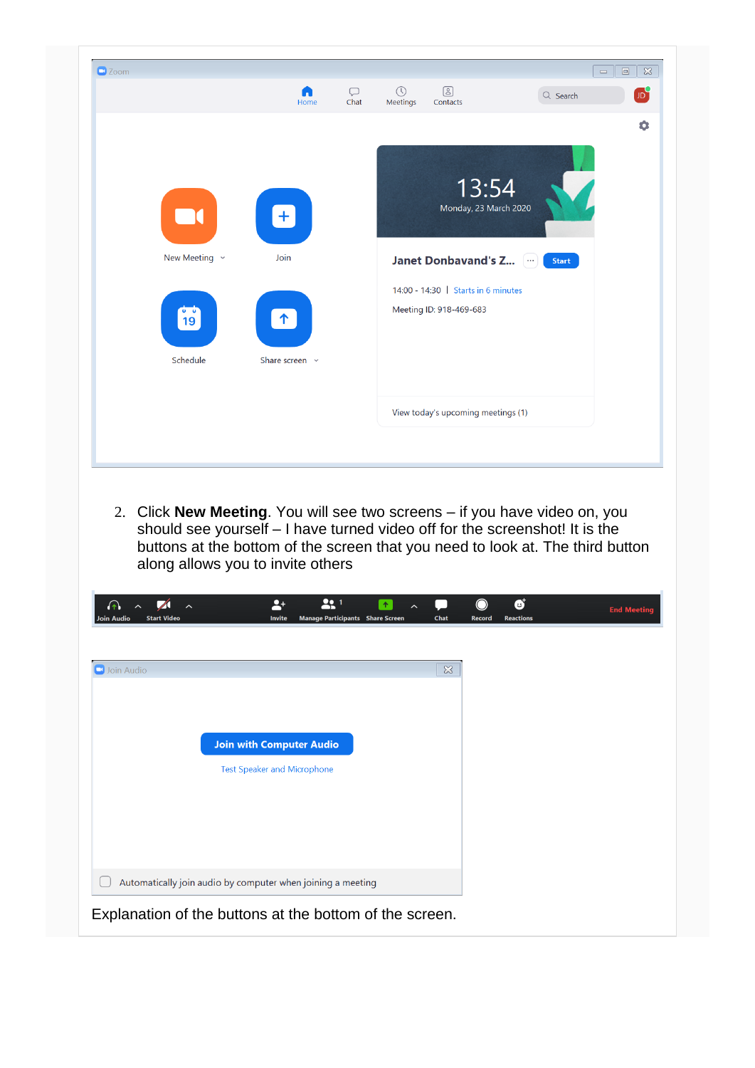2. Click **New Meeting**. You will see two screens – if you have video on, you should see yourself – I have turned video off for the screenshot! It is the buttons at the bottom of the screen that you need to look at. The third button along allows you to invite others

Explanation of the buttons at the bottom of the screen.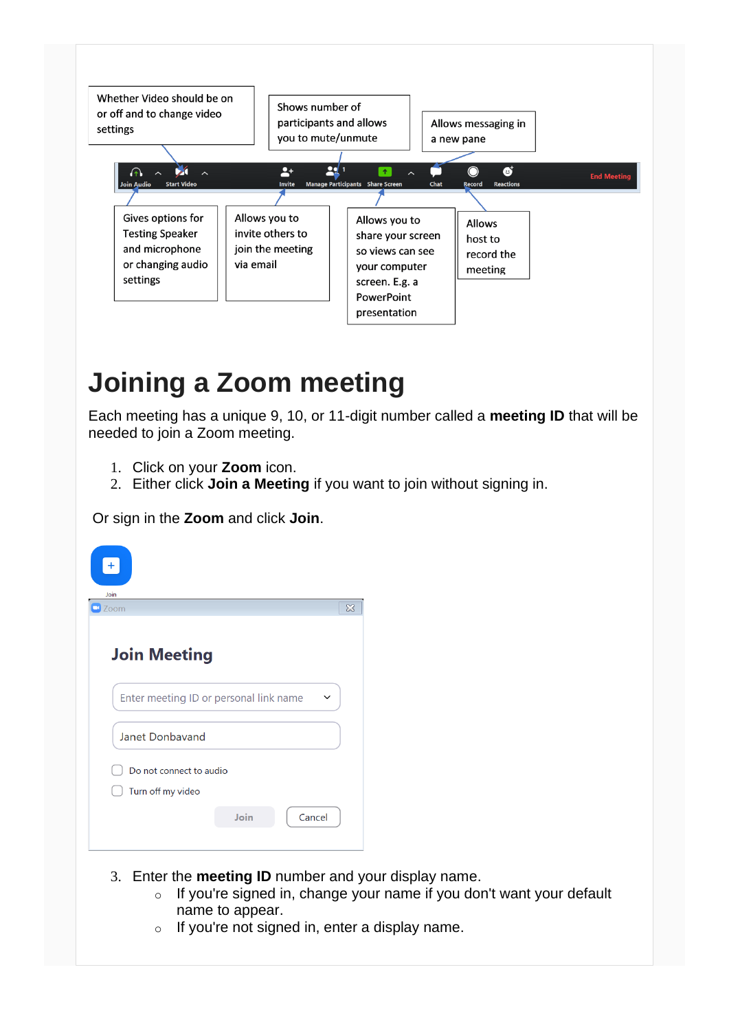Whether Video should be on or off and to change video settings

Shows number of participants and allows you to mute/unmute

Allows messaging in a new pane

Join Audio | Start Video | Invite | Manage Participants | Share Screen | Chat | Record | Reactions | End Meeting

Gives options for Testing Speaker and microphone or changing audio settings

Allows you to invite others to join the meeting via email

Allows you to share your screen so views can see your computer screen. E.g. a PowerPoint presentation

Allows host to record the meeting

# Joining a Zoom meeting

Each meeting has a unique 9, 10, or 11-digit number called a **meeting ID** that will be needed to join a Zoom meeting.

1. Click on your **Zoom** icon.
2. Either click **Join a Meeting** if you want to join without signing in.

Or sign in the **Zoom** and click **Join**.

Join

Zoom

**Join Meeting**

Enter meeting ID or personal link name

Janet Donbavand

Do not connect to audio

Turn off my video

Join | Cancel

3. Enter the **meeting ID** number and your display name.
   - If you're signed in, change your name if you don't want your default name to appear.
   - If you're not signed in, enter a display name.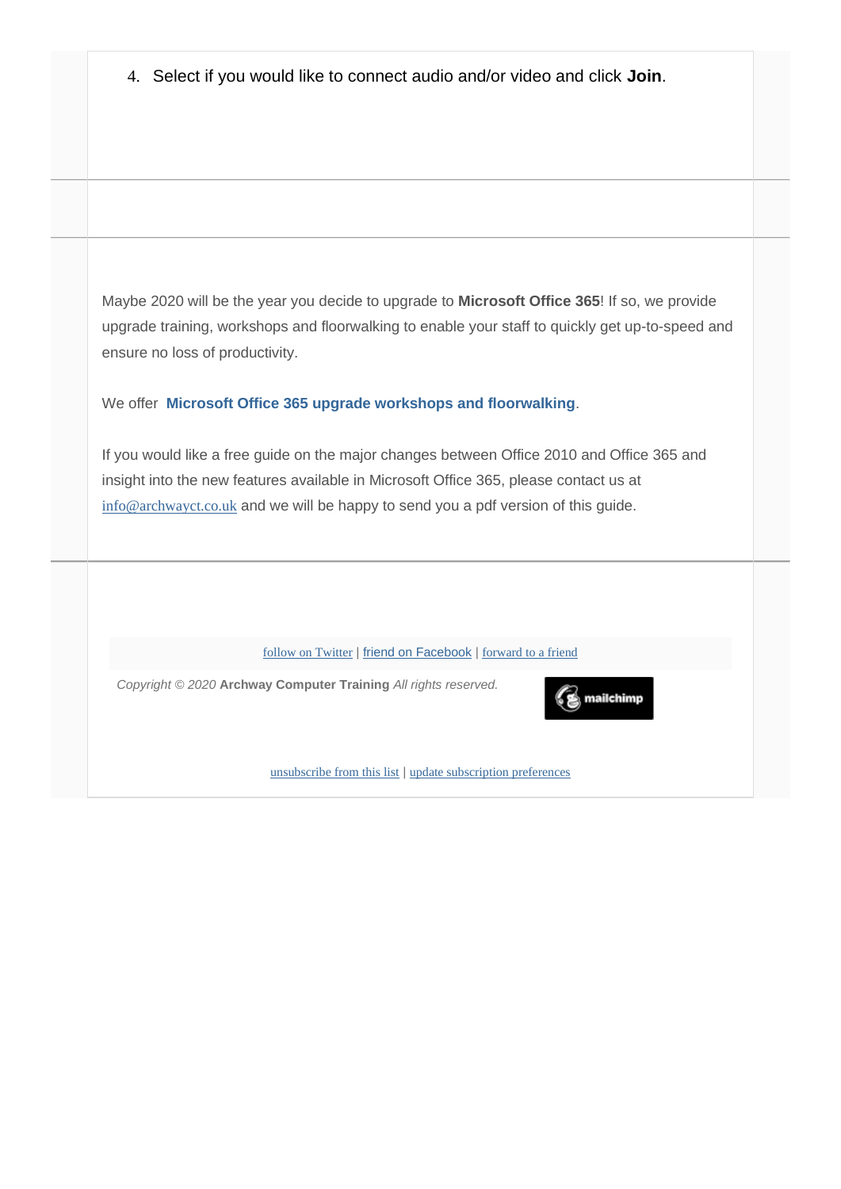4. Select if you would like to connect audio and/or video and click **Join**.

Maybe 2020 will be the year you decide to upgrade to **Microsoft Office 365**! If so, we provide upgrade training, workshops and floorwalking to enable your staff to quickly get up-to-speed and ensure no loss of productivity.

We offer **Microsoft Office 365 upgrade workshops and floorwalking**.

If you would like a free guide on the major changes between Office 2010 and Office 365 and insight into the new features available in Microsoft Office 365, please contact us at info@archwayct.co.uk and we will be happy to send you a pdf version of this guide.

follow on Twitter | friend on Facebook | forward to a friend

*Copyright © 2020* **Archway Computer Training** *All rights reserved.*

mailchimp

unsubscribe from this list | update subscription preferences